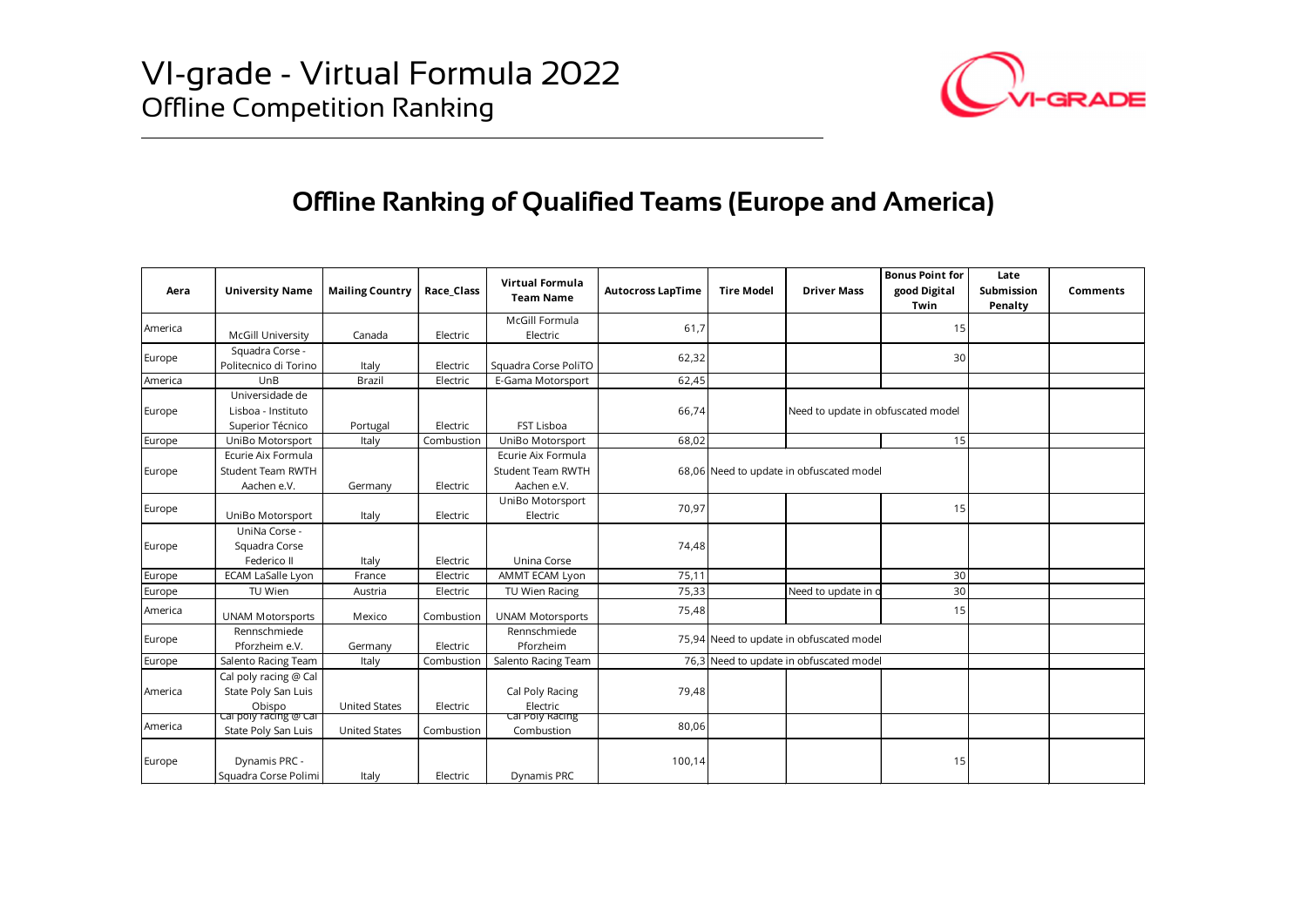# VI-grade - Virtual Formula 2022

## Offline Competition Ranking

VI-GRADE

## Offline Ranking of Qualified Teams (Europe and America)

| Aera | University Name | Mailing Country | Race_Class | Virtual Formula Team Name | Autocross LapTime | Tire Model | Driver Mass | Bonus Point for good Digital Twin | Late Submission Penalty | Comments |
|---|---|---|---|---|---|---|---|---|---|---|
| America | McGill University | Canada | Electric | McGill Formula Electric | 61,7 | | | 15 | | |
| Europe | Squadra Corse - Politecnico di Torino | Italy | Electric | Squadra Corse PoliTO | 62,32 | | | 30 | | |
| America | UnB | Brazil | Electric | E-Gama Motorsport | 62,45 | | | | | |
| Europe | Universidade de Lisboa - Instituto Superior Técnico | Portugal | Electric | FST Lisboa | 66,74 | | Need to update in obfuscated model | | | |
| Europe | UniBo Motorsport | Italy | Combustion | UniBo Motorsport | 68,02 | | | 15 | | |
| Europe | Ecurie Aix Formula Student Team RWTH Aachen e.V. | Germany | Electric | Ecurie Aix Formula Student Team RWTH Aachen e.V. | 68,06 | Need to update in obfuscated model | | | | |
| Europe | UniBo Motorsport | Italy | Electric | UniBo Motorsport Electric | 70,97 | | | 15 | | |
| Europe | UniNa Corse - Squadra Corse Federico II | Italy | Electric | Unina Corse | 74,48 | | | | | |
| Europe | ECAM LaSalle Lyon | France | Electric | AMMT ECAM Lyon | 75,11 | | | 30 | | |
| Europe | TU Wien | Austria | Electric | TU Wien Racing | 75,33 | | Need to update in o | 30 | | |
| America | UNAM Motorsports | Mexico | Combustion | UNAM Motorsports | 75,48 | | | 15 | | |
| Europe | Rennschmiede Pforzheim e.V. | Germany | Electric | Rennschmiede Pforzheim | 75,94 | Need to update in obfuscated model | | | | |
| Europe | Salento Racing Team | Italy | Combustion | Salento Racing Team | 76,3 | Need to update in obfuscated model | | | | |
| America | Cal poly racing @ Cal State Poly San Luis Obispo | United States | Electric | Cal Poly Racing Electric | 79,48 | | | | | |
| America | Cal poly racing @ Cal State Poly San Luis | United States | Combustion | Cal Poly Racing Combustion | 80,06 | | | | | |
| Europe | Dynamis PRC - Squadra Corse Polimi | Italy | Electric | Dynamis PRC | 100,14 | | | 15 | | |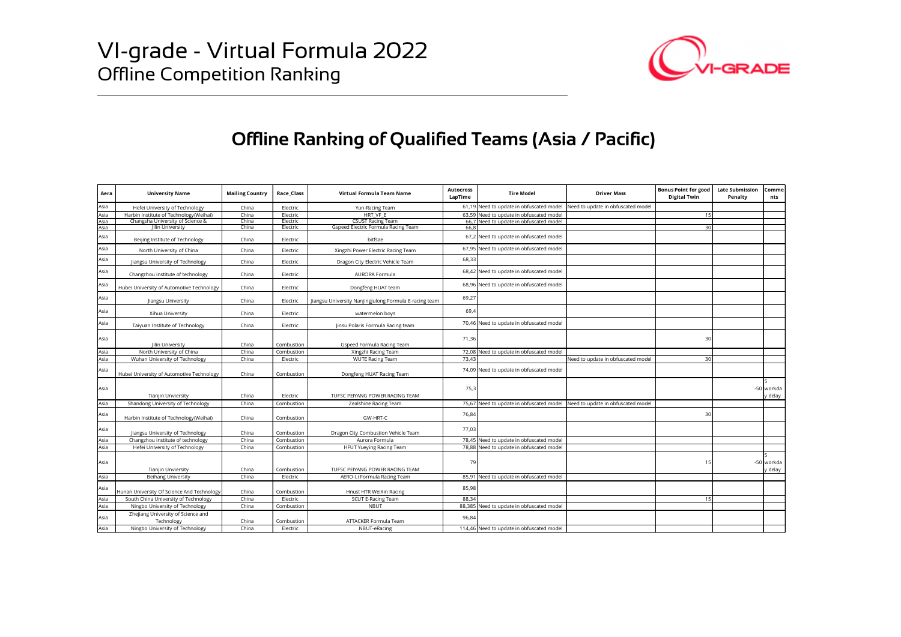# VI-grade - Virtual Formula 2022
## Offline Competition Ranking

## Offline Ranking of Qualified Teams (Asia / Pacific)

| Aera | University Name | Mailing Country | Race_Class | Virtual Formula Team Name | Autocross LapTime | Tire Model | Driver Mass | Bonus Point for good Digital Twin | Late Submission Penalty | Comments |
|---|---|---|---|---|---|---|---|---|---|---|
| Asia | Hefei University of Technology | China | Electric | Yun-Racing Team | 61,19 | Need to update in obfuscated model | Need to update in obfuscated model | | | |
| Asia | Harbin Institute of Technology(Weihai) | China | Electric | HRT_VF_E | 63,59 | Need to update in obfuscated model | | 15 | | |
| Asia | Changsha University of Science & | China | Electric | CSUST Racing Team | 66,7 | Need to update in obfuscated model | | | | |
| Asia | Jilin University | China | Electric | Gspeed Electric Formula Racing Team | 66,8 | | | 30 | | |
| Asia | Beijing Institute of Technology | China | Electric | bitfsae | 67,2 | Need to update in obfuscated model | | | | |
| Asia | North University of China | China | Electric | Xingzhi Power Electric Racing Team | 67,95 | Need to update in obfuscated model | | | | |
| Asia | Jiangsu University of Technology | China | Electric | Dragon City Electric Vehicle Team | 68,33 | | | | | |
| Asia | Changzhou institute of technology | China | Electric | AURORA Formula | 68,42 | Need to update in obfuscated model | | | | |
| Asia | Hubei University of Automotive Technology | China | Electric | Dongfeng HUAT team | 68,96 | Need to update in obfuscated model | | | | |
| Asia | Jiangsu University | China | Electric | Jiangsu University Nanjingjulong Formula E-racing team | 69,27 | | | | | |
| Asia | Xihua University | China | Electric | watermelon boys | 69,4 | | | | | |
| Asia | Taiyuan Institute of Technology | China | Electric | Jinsu Polaris Formula Racing team | 70,46 | Need to update in obfuscated model | | | | |
| Asia | Jilin University | China | Combustion | Gspeed Formula Racing Team | 71,36 | | | 30 | | |
| Asia | North University of China | China | Combustion | Xingzhi Racing Team | 72,08 | Need to update in obfuscated model | | | | |
| Asia | Wuhan University of Technology | China | Electric | WUTE Racing Team | 73,43 | | Need to update in obfuscated model | 30 | | |
| Asia | Hubei University of Automotive Technology | China | Combustion | Dongfeng HUAT Racing Team | 74,09 | Need to update in obfuscated model | | | | |
| Asia | Tianjin Unviersity | China | Electric | TUFSC PEIYANG POWER RACING TEAM | 75,3 | | | | -50 | 5 workday delay |
| Asia | Shandong University of Technology | China | Combustion | Zealshine Racing Team | 75,67 | Need to update in obfuscated model | Need to update in obfuscated model | | | |
| Asia | Harbin Institute of Technology(Weihai) | China | Combustion | GW-HRT-C | 76,84 | | | 30 | | |
| Asia | Jiangsu University of Technology | China | Combustion | Dragon City Combustion Vehicle Team | 77,03 | | | | | |
| Asia | Changzhou institute of technology | China | Combustion | Aurora Formula | 78,45 | Need to update in obfuscated model | | | | |
| Asia | Hefei University of Technology | China | Combustion | HFUT Yueying Racing Team | 78,88 | Need to update in obfuscated model | | | | |
| Asia | Tianjin Unviersity | China | Combustion | TUFSC PEIYANG POWER RACING TEAM | 79 | | | 15 | -50 | 5 workday delay |
| Asia | Beihang University | China | Electric | AERO-Li Formula Racing Team | 85,91 | Need to update in obfuscated model | | | | |
| Asia | Hunan University Of Science And Technology | China | Combustion | Hnust HTR WeiXin Racing | 85,98 | | | | | |
| Asia | South China University of Technology | China | Electric | SCUT E-Racing Team | 88,34 | | | 15 | | |
| Asia | Ningbo University of Technology | China | Combustion | NBUT | 88,385 | Need to update in obfuscated model | | | | |
| Asia | Zhejiang University of Science and Technology | China | Combustion | ATTACKER Formula Team | 96,84 | | | | | |
| Asia | Ningbo University of Technology | China | Electric | NBUT-eRacing | 114,46 | Need to update in obfuscated model | | | | |